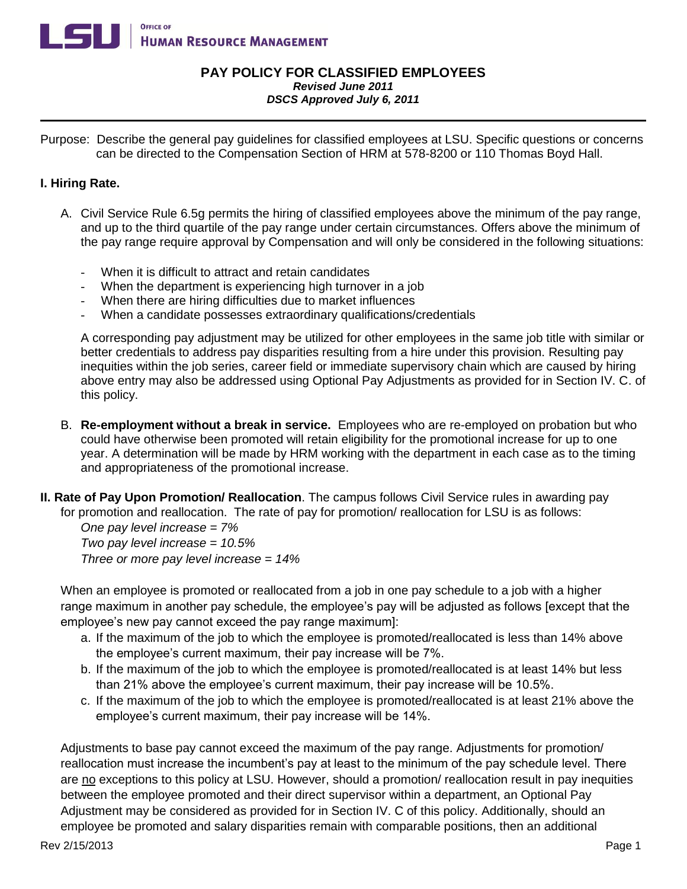# PAY POLICY FOR CLASSIFIED EMPLOYEES

***Revised June 2011***

***DSCS Approved July 6, 2011***

Purpose: Describe the general pay guidelines for classified employees at LSU. Specific questions or concerns can be directed to the Compensation Section of HRM at 578-8200 or 110 Thomas Boyd Hall.

## I. Hiring Rate.

A. Civil Service Rule 6.5g permits the hiring of classified employees above the minimum of the pay range, and up to the third quartile of the pay range under certain circumstances. Offers above the minimum of the pay range require approval by Compensation and will only be considered in the following situations:

- When it is difficult to attract and retain candidates
- When the department is experiencing high turnover in a job
- When there are hiring difficulties due to market influences
- When a candidate possesses extraordinary qualifications/credentials

A corresponding pay adjustment may be utilized for other employees in the same job title with similar or better credentials to address pay disparities resulting from a hire under this provision. Resulting pay inequities within the job series, career field or immediate supervisory chain which are caused by hiring above entry may also be addressed using Optional Pay Adjustments as provided for in Section IV. C. of this policy.

B. **Re-employment without a break in service.** Employees who are re-employed on probation but who could have otherwise been promoted will retain eligibility for the promotional increase for up to one year. A determination will be made by HRM working with the department in each case as to the timing and appropriateness of the promotional increase.

## II. Rate of Pay Upon Promotion/ Reallocation

**II. Rate of Pay Upon Promotion/ Reallocation**. The campus follows Civil Service rules in awarding pay for promotion and reallocation. The rate of pay for promotion/ reallocation for LSU is as follows:

*One pay level increase = 7%*
*Two pay level increase = 10.5%*
*Three or more pay level increase = 14%*

When an employee is promoted or reallocated from a job in one pay schedule to a job with a higher range maximum in another pay schedule, the employee's pay will be adjusted as follows [except that the employee's new pay cannot exceed the pay range maximum]:

a. If the maximum of the job to which the employee is promoted/reallocated is less than 14% above the employee's current maximum, their pay increase will be 7%.
b. If the maximum of the job to which the employee is promoted/reallocated is at least 14% but less than 21% above the employee's current maximum, their pay increase will be 10.5%.
c. If the maximum of the job to which the employee is promoted/reallocated is at least 21% above the employee's current maximum, their pay increase will be 14%.

Adjustments to base pay cannot exceed the maximum of the pay range. Adjustments for promotion/ reallocation must increase the incumbent's pay at least to the minimum of the pay schedule level. There are no exceptions to this policy at LSU. However, should a promotion/ reallocation result in pay inequities between the employee promoted and their direct supervisor within a department, an Optional Pay Adjustment may be considered as provided for in Section IV. C of this policy. Additionally, should an employee be promoted and salary disparities remain with comparable positions, then an additional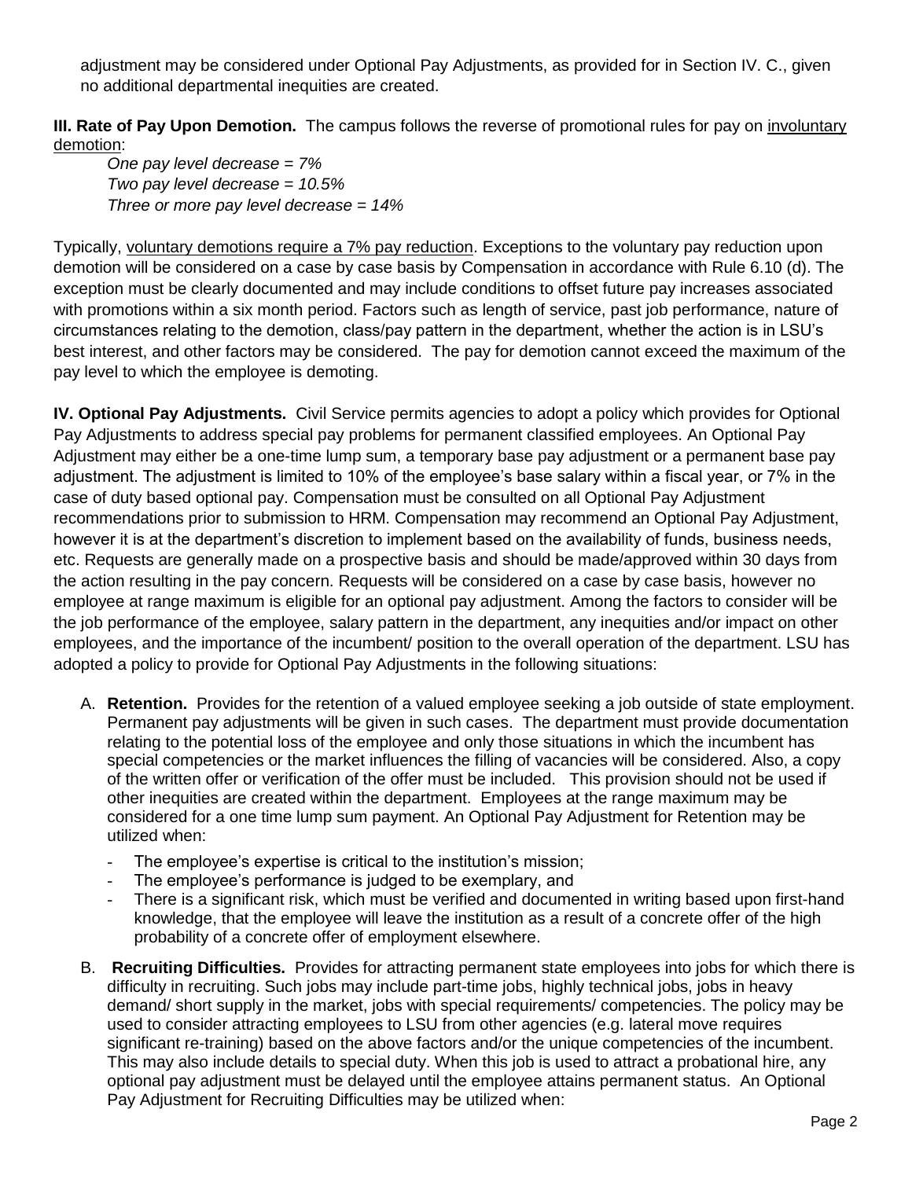adjustment may be considered under Optional Pay Adjustments, as provided for in Section IV. C., given no additional departmental inequities are created.

**III. Rate of Pay Upon Demotion.** The campus follows the reverse of promotional rules for pay on involuntary demotion:

*One pay level decrease = 7%*
*Two pay level decrease = 10.5%*
*Three or more pay level decrease = 14%*

Typically, voluntary demotions require a 7% pay reduction. Exceptions to the voluntary pay reduction upon demotion will be considered on a case by case basis by Compensation in accordance with Rule 6.10 (d). The exception must be clearly documented and may include conditions to offset future pay increases associated with promotions within a six month period. Factors such as length of service, past job performance, nature of circumstances relating to the demotion, class/pay pattern in the department, whether the action is in LSU's best interest, and other factors may be considered. The pay for demotion cannot exceed the maximum of the pay level to which the employee is demoting.

**IV. Optional Pay Adjustments.** Civil Service permits agencies to adopt a policy which provides for Optional Pay Adjustments to address special pay problems for permanent classified employees. An Optional Pay Adjustment may either be a one-time lump sum, a temporary base pay adjustment or a permanent base pay adjustment. The adjustment is limited to 10% of the employee's base salary within a fiscal year, or 7% in the case of duty based optional pay. Compensation must be consulted on all Optional Pay Adjustment recommendations prior to submission to HRM. Compensation may recommend an Optional Pay Adjustment, however it is at the department's discretion to implement based on the availability of funds, business needs, etc. Requests are generally made on a prospective basis and should be made/approved within 30 days from the action resulting in the pay concern. Requests will be considered on a case by case basis, however no employee at range maximum is eligible for an optional pay adjustment. Among the factors to consider will be the job performance of the employee, salary pattern in the department, any inequities and/or impact on other employees, and the importance of the incumbent/ position to the overall operation of the department. LSU has adopted a policy to provide for Optional Pay Adjustments in the following situations:

A. **Retention.** Provides for the retention of a valued employee seeking a job outside of state employment. Permanent pay adjustments will be given in such cases. The department must provide documentation relating to the potential loss of the employee and only those situations in which the incumbent has special competencies or the market influences the filling of vacancies will be considered. Also, a copy of the written offer or verification of the offer must be included. This provision should not be used if other inequities are created within the department. Employees at the range maximum may be considered for a one time lump sum payment. An Optional Pay Adjustment for Retention may be utilized when:

   - The employee's expertise is critical to the institution's mission;
   - The employee's performance is judged to be exemplary, and
   - There is a significant risk, which must be verified and documented in writing based upon first-hand knowledge, that the employee will leave the institution as a result of a concrete offer of the high probability of a concrete offer of employment elsewhere.

B. **Recruiting Difficulties.** Provides for attracting permanent state employees into jobs for which there is difficulty in recruiting. Such jobs may include part-time jobs, highly technical jobs, jobs in heavy demand/ short supply in the market, jobs with special requirements/ competencies. The policy may be used to consider attracting employees to LSU from other agencies (e.g. lateral move requires significant re-training) based on the above factors and/or the unique competencies of the incumbent. This may also include details to special duty. When this job is used to attract a probational hire, any optional pay adjustment must be delayed until the employee attains permanent status. An Optional Pay Adjustment for Recruiting Difficulties may be utilized when: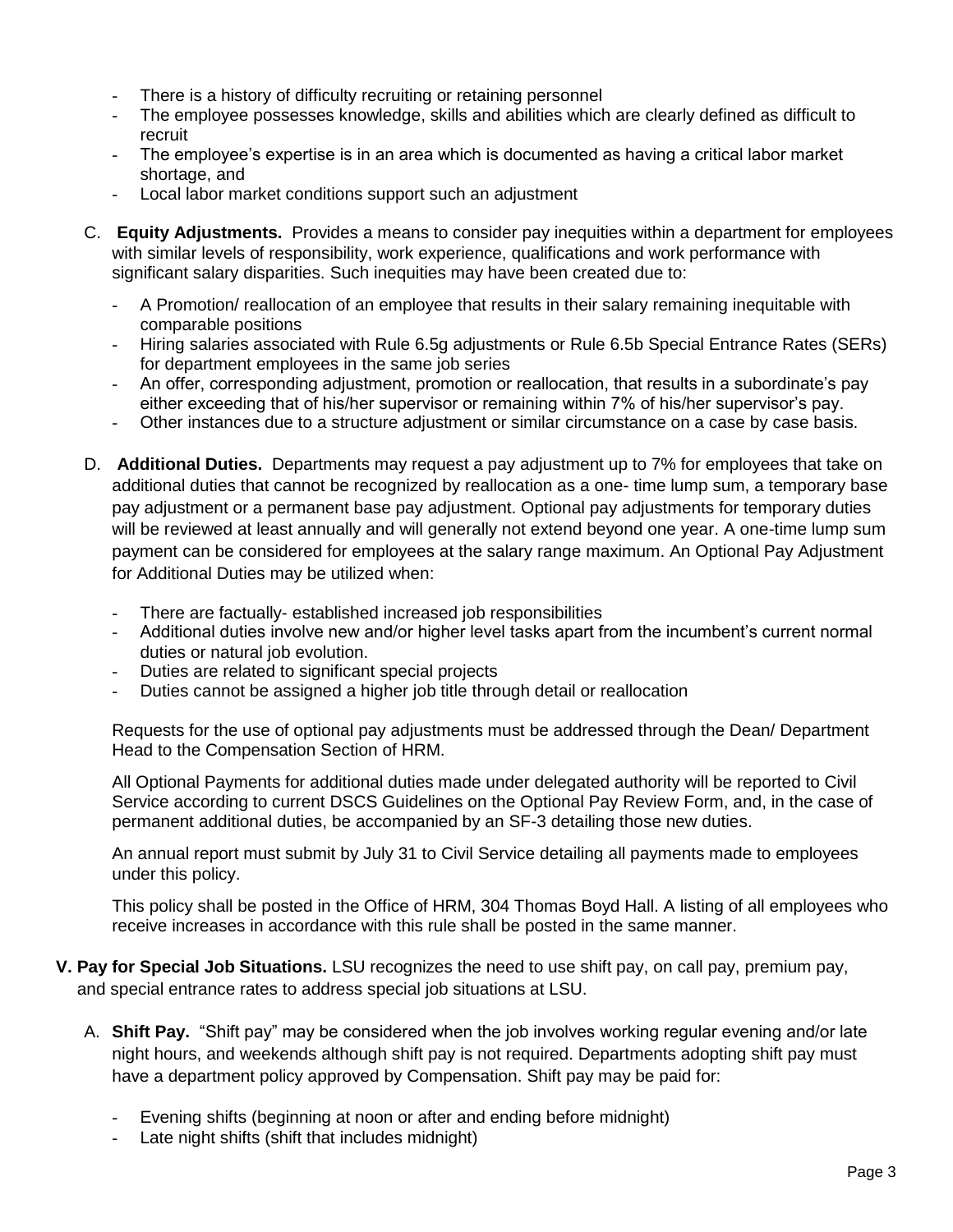- There is a history of difficulty recruiting or retaining personnel
- The employee possesses knowledge, skills and abilities which are clearly defined as difficult to recruit
- The employee's expertise is in an area which is documented as having a critical labor market shortage, and
- Local labor market conditions support such an adjustment

C. **Equity Adjustments.** Provides a means to consider pay inequities within a department for employees with similar levels of responsibility, work experience, qualifications and work performance with significant salary disparities. Such inequities may have been created due to:

- A Promotion/ reallocation of an employee that results in their salary remaining inequitable with comparable positions
- Hiring salaries associated with Rule 6.5g adjustments or Rule 6.5b Special Entrance Rates (SERs) for department employees in the same job series
- An offer, corresponding adjustment, promotion or reallocation, that results in a subordinate's pay either exceeding that of his/her supervisor or remaining within 7% of his/her supervisor's pay.
- Other instances due to a structure adjustment or similar circumstance on a case by case basis.

D. **Additional Duties.** Departments may request a pay adjustment up to 7% for employees that take on additional duties that cannot be recognized by reallocation as a one- time lump sum, a temporary base pay adjustment or a permanent base pay adjustment. Optional pay adjustments for temporary duties will be reviewed at least annually and will generally not extend beyond one year. A one-time lump sum payment can be considered for employees at the salary range maximum. An Optional Pay Adjustment for Additional Duties may be utilized when:

- There are factually- established increased job responsibilities
- Additional duties involve new and/or higher level tasks apart from the incumbent's current normal duties or natural job evolution.
- Duties are related to significant special projects
- Duties cannot be assigned a higher job title through detail or reallocation

Requests for the use of optional pay adjustments must be addressed through the Dean/ Department Head to the Compensation Section of HRM.

All Optional Payments for additional duties made under delegated authority will be reported to Civil Service according to current DSCS Guidelines on the Optional Pay Review Form, and, in the case of permanent additional duties, be accompanied by an SF-3 detailing those new duties.

An annual report must submit by July 31 to Civil Service detailing all payments made to employees under this policy.

This policy shall be posted in the Office of HRM, 304 Thomas Boyd Hall. A listing of all employees who receive increases in accordance with this rule shall be posted in the same manner.

**V. Pay for Special Job Situations.** LSU recognizes the need to use shift pay, on call pay, premium pay, and special entrance rates to address special job situations at LSU.

A. **Shift Pay.** "Shift pay" may be considered when the job involves working regular evening and/or late night hours, and weekends although shift pay is not required. Departments adopting shift pay must have a department policy approved by Compensation. Shift pay may be paid for:

- Evening shifts (beginning at noon or after and ending before midnight)
- Late night shifts (shift that includes midnight)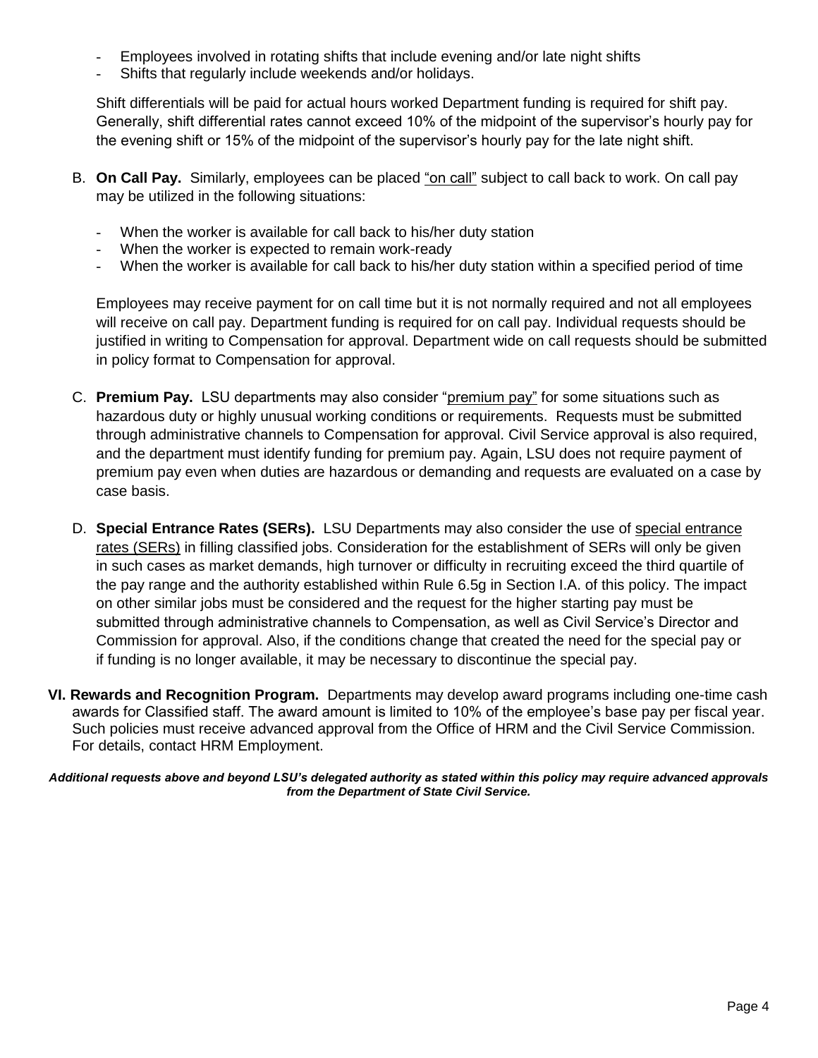- Employees involved in rotating shifts that include evening and/or late night shifts
- Shifts that regularly include weekends and/or holidays.

Shift differentials will be paid for actual hours worked Department funding is required for shift pay. Generally, shift differential rates cannot exceed 10% of the midpoint of the supervisor's hourly pay for the evening shift or 15% of the midpoint of the supervisor's hourly pay for the late night shift.

B. **On Call Pay.** Similarly, employees can be placed "on call" subject to call back to work. On call pay may be utilized in the following situations:

- When the worker is available for call back to his/her duty station
- When the worker is expected to remain work-ready
- When the worker is available for call back to his/her duty station within a specified period of time

Employees may receive payment for on call time but it is not normally required and not all employees will receive on call pay. Department funding is required for on call pay. Individual requests should be justified in writing to Compensation for approval. Department wide on call requests should be submitted in policy format to Compensation for approval.

C. **Premium Pay.** LSU departments may also consider "premium pay" for some situations such as hazardous duty or highly unusual working conditions or requirements. Requests must be submitted through administrative channels to Compensation for approval. Civil Service approval is also required, and the department must identify funding for premium pay. Again, LSU does not require payment of premium pay even when duties are hazardous or demanding and requests are evaluated on a case by case basis.

D. **Special Entrance Rates (SERs).** LSU Departments may also consider the use of special entrance rates (SERs) in filling classified jobs. Consideration for the establishment of SERs will only be given in such cases as market demands, high turnover or difficulty in recruiting exceed the third quartile of the pay range and the authority established within Rule 6.5g in Section I.A. of this policy. The impact on other similar jobs must be considered and the request for the higher starting pay must be submitted through administrative channels to Compensation, as well as Civil Service's Director and Commission for approval. Also, if the conditions change that created the need for the special pay or if funding is no longer available, it may be necessary to discontinue the special pay.

**VI. Rewards and Recognition Program.** Departments may develop award programs including one-time cash awards for Classified staff. The award amount is limited to 10% of the employee's base pay per fiscal year. Such policies must receive advanced approval from the Office of HRM and the Civil Service Commission. For details, contact HRM Employment.

***Additional requests above and beyond LSU's delegated authority as stated within this policy may require advanced approvals from the Department of State Civil Service.***